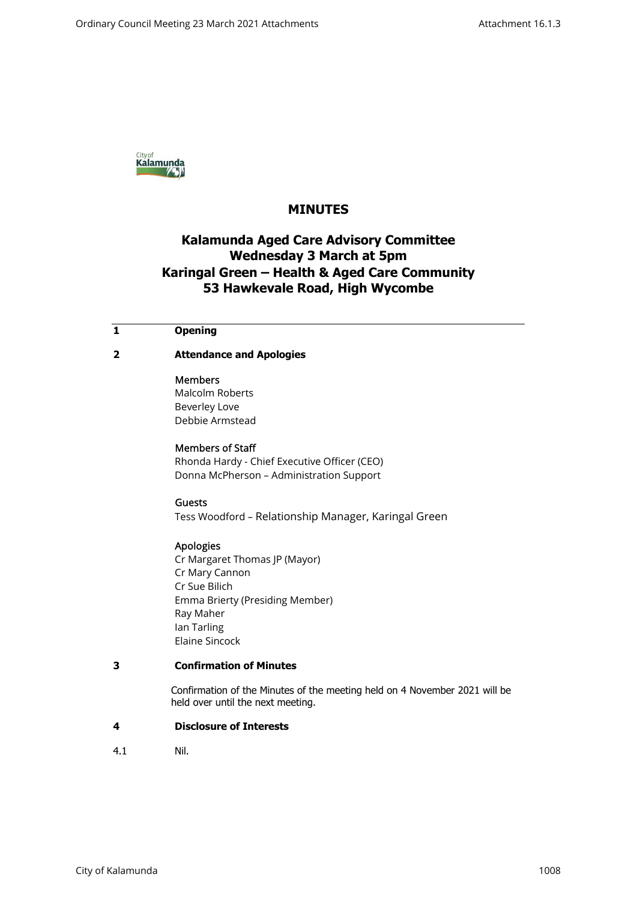# MINUTES

## Kalamunda Aged Care Advisory Committee
## Wednesday 3 March at 5pm
## Karingal Green – Health & Aged Care Community
## 53 Hawkevale Road, High Wycombe

**1 Opening**

**2 Attendance and Apologies**

Members
Malcolm Roberts
Beverley Love
Debbie Armstead

Members of Staff
Rhonda Hardy - Chief Executive Officer (CEO)
Donna McPherson – Administration Support

Guests
Tess Woodford – Relationship Manager, Karingal Green

Apologies
Cr Margaret Thomas JP (Mayor)
Cr Mary Cannon
Cr Sue Bilich
Emma Brierty (Presiding Member)
Ray Maher
Ian Tarling
Elaine Sincock

**3 Confirmation of Minutes**

Confirmation of the Minutes of the meeting held on 4 November 2021 will be held over until the next meeting.

**4 Disclosure of Interests**

4.1 Nil.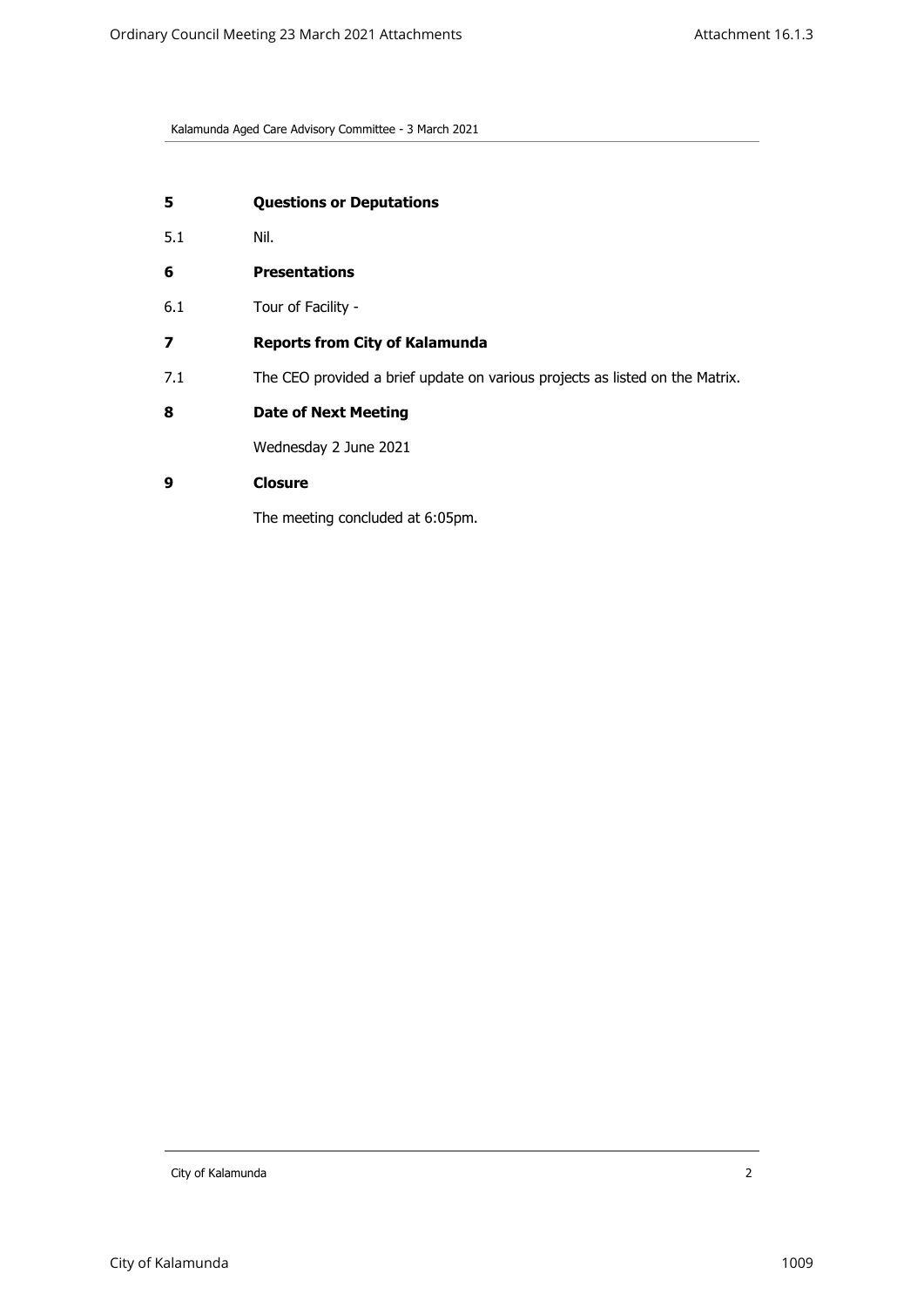## 5 Questions or Deputations

5.1 Nil.

## 6 Presentations

6.1 Tour of Facility -

## 7 Reports from City of Kalamunda

7.1 The CEO provided a brief update on various projects as listed on the Matrix.

## 8 Date of Next Meeting

Wednesday 2 June 2021

## 9 Closure

The meeting concluded at 6:05pm.